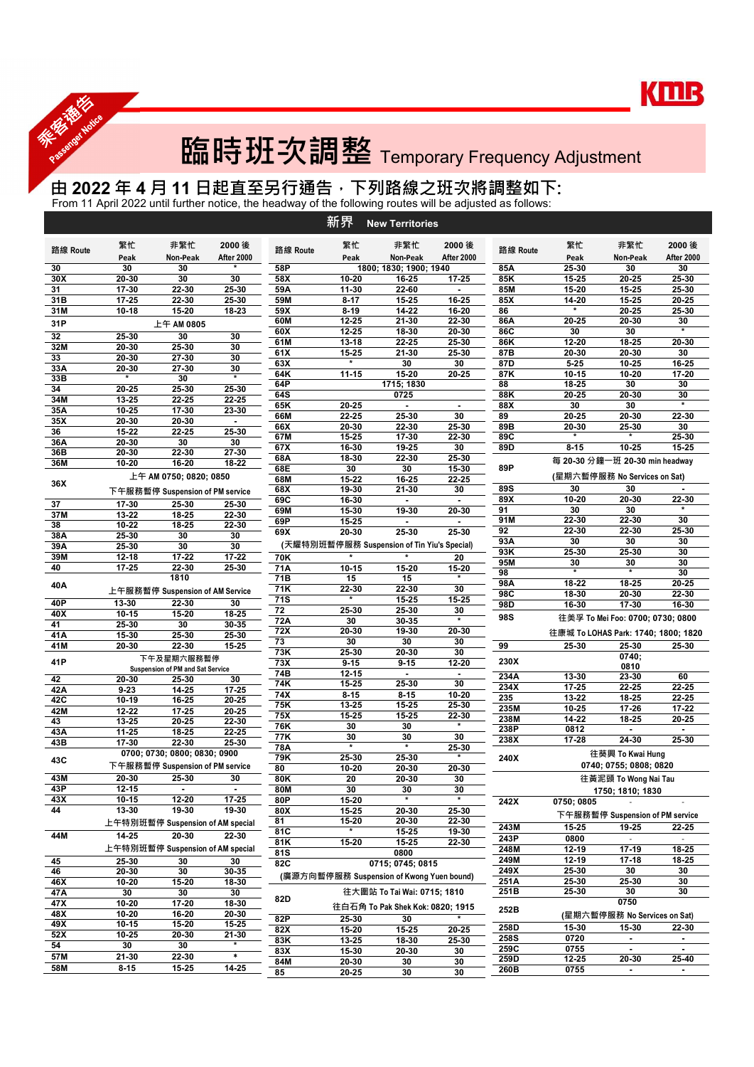乘客通告 Passenger Notice

KMB

# 臨時班次調整 Temporary Frequency Adjustment

## 由 2022 年 4 月 11 日起直至另行通告，下列路線之班次將調整如下:

From 11 April 2022 until further notice, the headway of the following routes will be adjusted as follows:

### 新界 New Territories

| 路線 Route | 繁忙 Peak | 非繁忙 Non-Peak | 2000 後 After 2000 |
|---|---|---|---|
| 30 | 30 | 30 | * |
| 30X | 20-30 | 30 | 30 |
| 31 | 17-30 | 22-30 | 25-30 |
| 31B | 17-25 | 22-30 | 25-30 |
| 31M | 10-18 | 15-20 | 18-23 |
| 31P | 上午 AM 0805 | | |
| 32 | 25-30 | 30 | 30 |
| 32M | 20-30 | 25-30 | 30 |
| 33 | 20-30 | 27-30 | 30 |
| 33A | 20-30 | 27-30 | 30 |
| 33B | * | 30 | * |
| 34 | 20-25 | 25-30 | 25-30 |
| 34M | 13-25 | 22-25 | 22-25 |
| 35A | 10-25 | 17-30 | 23-30 |
| 35X | 20-30 | 20-30 | - |
| 36 | 15-22 | 22-25 | 25-30 |
| 36A | 20-30 | 30 | 30 |
| 36B | 20-30 | 22-30 | 27-30 |
| 36M | 10-20 | 16-20 | 18-22 |
| 36X | 上午 AM 0750; 0820; 0850 下午服務暫停 Suspension of PM service | | |
| 37 | 17-30 | 25-30 | 25-30 |
| 37M | 13-22 | 18-25 | 22-30 |
| 38 | 10-22 | 18-25 | 22-30 |
| 38A | 25-30 | 30 | 30 |
| 39A | 25-30 | 30 | 30 |
| 39M | 12-18 | 17-22 | 17-22 |
| 40 | 17-25 | 22-30 | 25-30 |
| 40A | 1810 上午服務暫停 Suspension of AM Service | | |
| 40P | 13-30 | 22-30 | 30 |
| 40X | 10-15 | 15-20 | 18-25 |
| 41 | 25-30 | 30 | 30-35 |
| 41A | 15-30 | 25-30 | 25-30 |
| 41M | 20-30 | 22-30 | 15-25 |
| 41P | 下午及星期六服務暫停 Suspension of PM and Sat Service | | |
| 42 | 20-30 | 25-30 | 30 |
| 42A | 9-23 | 14-25 | 17-25 |
| 42C | 10-19 | 16-25 | 20-25 |
| 42M | 12-22 | 17-25 | 20-25 |
| 43 | 13-25 | 20-25 | 22-30 |
| 43A | 11-25 | 18-25 | 22-25 |
| 43B | 17-30 | 22-30 | 25-30 |
| 43C | 0700; 0730; 0800; 0830; 0900 下午服務暫停 Suspension of PM service | | |
| 43M | 20-30 | 25-30 | 30 |
| 43P | 12-15 | - | - |
| 43X | 10-15 | 12-20 | 17-25 |
| 44 | 13-30 | 19-30 | 19-30 |
| | 上午特別班暫停 Suspension of AM special | | |
| 44M | 14-25 | 20-30 | 22-30 |
| | 上午特別班暫停 Suspension of AM special | | |
| 45 | 25-30 | 30 | 30 |
| 46 | 20-30 | 30 | 30-35 |
| 46X | 10-20 | 15-20 | 18-30 |
| 47A | 30 | 30 | 30 |
| 47X | 10-20 | 17-20 | 18-30 |
| 48X | 10-20 | 16-20 | 20-30 |
| 49X | 10-15 | 15-20 | 15-25 |
| 52X | 10-25 | 20-30 | 21-30 |
| 54 | 30 | 30 | * |
| 57M | 21-30 | 22-30 | * |
| 58M | 8-15 | 15-25 | 14-25 |
| 58P | 1800; 1830; 1900; 1940 | | |
| 58X | 10-20 | 16-25 | 17-25 |
| 59A | 11-30 | 22-60 | - |
| 59M | 8-17 | 15-25 | 16-25 |
| 59X | 8-19 | 14-22 | 16-20 |
| 60M | 12-25 | 21-30 | 22-30 |
| 60X | 12-25 | 18-30 | 20-30 |
| 61M | 13-18 | 22-25 | 25-30 |
| 61X | 15-25 | 21-30 | 25-30 |
| 63X | * | 30 | 30 |
| 64K | 11-15 | 15-20 | 20-25 |
| 64P | 1715; 1830 | | |
| 64S | 0725 | | |
| 65K | 20-25 | - | - |
| 66M | 22-25 | 25-30 | 30 |
| 66X | 20-30 | 22-30 | 25-30 |
| 67M | 15-25 | 17-30 | 22-30 |
| 67X | 16-30 | 19-25 | 30 |
| 68A | 18-30 | 22-30 | 25-30 |
| 68E | 30 | 30 | 15-30 |
| 68M | 15-22 | 16-25 | 22-25 |
| 68X | 19-30 | 21-30 | 30 |
| 69C | 16-30 | - | - |
| 69M | 15-30 | 19-30 | 20-30 |
| 69P | 15-25 | - | - |
| 69X | 20-30 | 25-30 | 25-30 |
| | (天耀特別班暫停服務 Suspension of Tin Yiu's Special) | | |
| 70K | * | * | 20 |
| 71A | 10-15 | 15-20 | 15-20 |
| 71B | 15 | 15 | * |
| 71K | 22-30 | 22-30 | 30 |
| 71S | * | 15-25 | 15-25 |
| 72 | 25-30 | 25-30 | 30 |
| 72A | 30 | 30-35 | * |
| 72X | 20-30 | 19-30 | 20-30 |
| 73 | 30 | 30 | 30 |
| 73K | 25-30 | 20-30 | 30 |
| 73X | 9-15 | 9-15 | 12-20 |
| 74B | 12-15 | - | - |
| 74K | 15-25 | 25-30 | 30 |
| 74X | 8-15 | 8-15 | 10-20 |
| 75K | 13-25 | 15-25 | 25-30 |
| 75X | 15-25 | 15-25 | 22-30 |
| 76K | 30 | 30 | * |
| 77K | 30 | 30 | 30 |
| 78A | * | * | 25-30 |
| 79K | 25-30 | 25-30 | * |
| 80 | 10-20 | 20-30 | 20-30 |
| 80K | 20 | 20-30 | 30 |
| 80M | 30 | 30 | 30 |
| 80P | 15-20 | * | * |
| 80X | 15-25 | 20-30 | 25-30 |
| 81 | 15-20 | 20-30 | 22-30 |
| 81C | * | 15-25 | 19-30 |
| 81K | 15-20 | 15-25 | 22-30 |
| 81S | 0800 | | |
| 82C | 0715; 0745; 0815 | | |
| | (廣源方向暫停服務 Suspension of Kwong Yuen bound) | | |
| 82D | 往大圍站 To Tai Wai: 0715; 1810 往白石角 To Pak Shek Kok: 0820; 1915 | | |
| 82P | 25-30 | 30 | * |
| 82X | 15-20 | 15-25 | 20-25 |
| 83K | 13-25 | 18-30 | 25-30 |
| 83X | 15-30 | 20-30 | 30 |
| 84M | 20-30 | 30 | 30 |
| 85 | 20-25 | 30 | 30 |
| 85A | 25-30 | 30 | 30 |
| 85K | 15-25 | 20-25 | 25-30 |
| 85M | 15-20 | 15-25 | 25-30 |
| 85X | 14-20 | 15-25 | 20-25 |
| 86 | * | 20-25 | 25-30 |
| 86A | 20-25 | 20-30 | 30 |
| 86C | 30 | 30 | * |
| 86K | 12-20 | 18-25 | 20-30 |
| 87B | 20-30 | 20-30 | 30 |
| 87D | 5-25 | 10-25 | 16-25 |
| 87K | 10-15 | 10-20 | 17-20 |
| 88 | 18-25 | 30 | 30 |
| 88K | 20-25 | 20-30 | 30 |
| 88X | 30 | 30 | * |
| 89 | 20-25 | 20-30 | 22-30 |
| 89B | 20-30 | 25-30 | 30 |
| 89C | * | * | 25-30 |
| 89D | 8-15 | 10-25 | 15-25 |
| 89P | 每 20-30 分鐘一班 20-30 min headway (星期六暫停服務 No Services on Sat) | | |
| 89S | 30 | 30 | - |
| 89X | 10-20 | 20-30 | 22-30 |
| 91 | 30 | 30 | * |
| 91M | 22-30 | 22-30 | 30 |
| 92 | 22-30 | 22-30 | 25-30 |
| 93A | 30 | 30 | 30 |
| 93K | 25-30 | 25-30 | 30 |
| 95M | 30 | 30 | 30 |
| 98 | * | * | 30 |
| 98A | 18-22 | 18-25 | 20-25 |
| 98C | 18-30 | 20-30 | 22-30 |
| 98D | 16-30 | 17-30 | 16-30 |
| 98S | 往美孚 To Mei Foo: 0700; 0730; 0800 往康城 To LOHAS Park: 1740; 1800; 1820 | | |
| 99 | 25-30 | 25-30 | 25-30 |
| 230X | 0740; 0810 | | |
| 234A | 13-30 | 23-30 | 60 |
| 234X | 17-25 | 22-25 | 22-25 |
| 235 | 13-22 | 18-25 | 22-25 |
| 235M | 10-25 | 17-26 | 17-22 |
| 238M | 14-22 | 18-25 | 20-25 |
| 238P | 0812 | - | - |
| 238X | 17-28 | 24-30 | 25-30 |
| 240X | 往葵興 To Kwai Hung 0740; 0755; 0808; 0820 | | |
| 242X | 往黃泥頭 To Wong Nai Tau 1750; 1810; 1830 | | |
| | 0750; 0805 | - | - |
| | 下午服務暫停 Suspension of PM service | | |
| 243M | 15-25 | 19-25 | 22-25 |
| 243P | 0800 | - | - |
| 248M | 12-19 | 17-19 | 18-25 |
| 249M | 12-19 | 17-18 | 18-25 |
| 249X | 25-30 | 30 | 30 |
| 251A | 25-30 | 25-30 | 30 |
| 251B | 25-30 | 30 | 30 |
| 252B | 0750 (星期六暫停服務 No Services on Sat) | | |
| 258D | 15-30 | 15-30 | 22-30 |
| 258S | 0720 | - | - |
| 259C | 0755 | - | - |
| 259D | 12-25 | 20-30 | 25-40 |
| 260B | 0755 | - | - |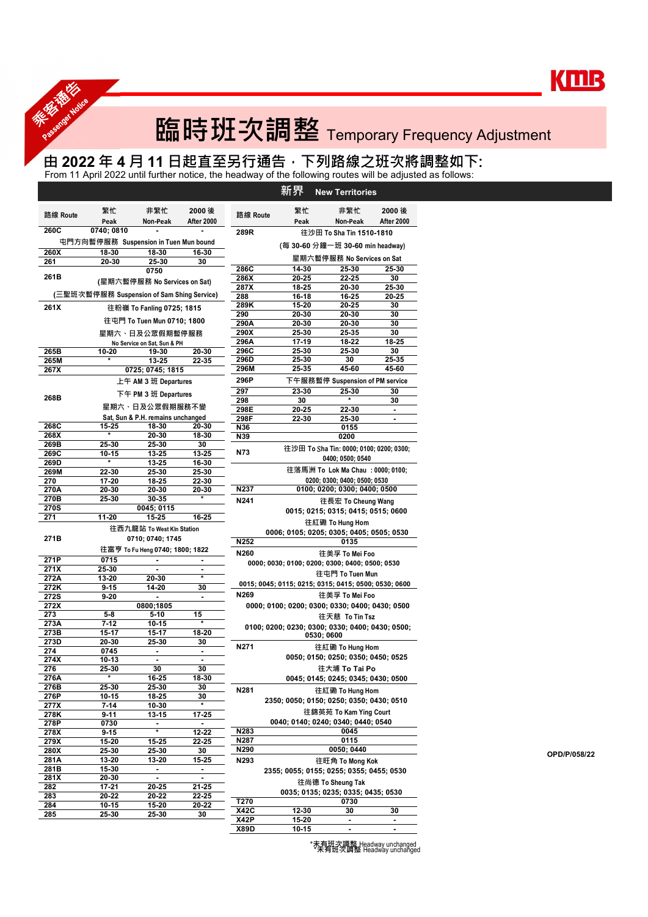乘客通告 Passenger Notice

KMB

# 臨時班次調整 Temporary Frequency Adjustment

## 由 2022 年 4 月 11 日起直至另行通告，下列路線之班次將調整如下:

From 11 April 2022 until further notice, the headway of the following routes will be adjusted as follows:

### 新界 New Territories

| 路線 Route | 繁忙 Peak | 非繁忙 Non-Peak | 2000 後 After 2000 |
|---|---|---|---|
| 260C | 0740; 0810 | - | - |
| | 屯門方向暫停服務 Suspension in Tuen Mun bound | | |
| 260X | 18-30 | 18-30 | 16-30 |
| 261 | 20-30 | 25-30 | 30 |
| 261B | 0750 (星期六暫停服務 No Services on Sat) | | |
| | (三聖班次暫停服務 Suspension of Sam Shing Service) | | |
| 261X | 往粉嶺 To Fanling 0725; 1815 | | |
| | 往屯門 To Tuen Mun 0710; 1800 | | |
| | 星期六、日及公眾假期暫停服務 No Service on Sat, Sun & PH | | |
| 265B | 10-20 | 19-30 | 20-30 |
| 265M | * | 13-25 | 22-35 |
| 267X | 0725; 0745; 1815 | | |
| 268B | 上午 AM 3 班 Departures | | |
| | 下午 PM 3 班 Departures | | |
| | 星期六、日及公眾假期服務不變 Sat, Sun & P.H. remains unchanged | | |
| 268C | 15-25 | 18-30 | 20-30 |
| 268X | * | 20-30 | 18-30 |
| 269B | 25-30 | 25-30 | 30 |
| 269C | 10-15 | 13-25 | 13-25 |
| 269D | * | 13-25 | 16-30 |
| 269M | 22-30 | 25-30 | 25-30 |
| 270 | 17-20 | 18-25 | 22-30 |
| 270A | 20-30 | 20-30 | 20-30 |
| 270B | 25-30 | 30-35 | * |
| 270S | 0045; 0115 | | |
| 271 | 11-20 | 15-25 | 16-25 |
| 271B | 往西九龍站 To West Kln Station 0710; 0740; 1745 | | |
| | 往富亨 To Fu Heng 0740; 1800; 1822 | | |
| 271P | 0715 | - | - |
| 271X | 25-30 | - | - |
| 272A | 13-20 | 20-30 | * |
| 272K | 9-15 | 14-20 | 30 |
| 272S | 9-20 | - | - |
| 272X | 0800;1805 | | |
| 273 | 5-8 | 5-10 | 15 |
| 273A | 7-12 | 10-15 | * |
| 273B | 15-17 | 15-17 | 18-20 |
| 273D | 20-30 | 25-30 | 30 |
| 274 | 0745 | - | - |
| 274X | 10-13 | - | - |
| 276 | 25-30 | 30 | 30 |
| 276A | * | 16-25 | 18-30 |
| 276B | 25-30 | 25-30 | 30 |
| 276P | 10-15 | 18-25 | 30 |
| 277X | 7-14 | 10-30 | * |
| 278K | 9-11 | 13-15 | 17-25 |
| 278P | 0730 | - | - |
| 278X | 9-15 | * | 12-22 |
| 279X | 15-20 | 15-25 | 22-25 |
| 280X | 25-30 | 25-30 | 30 |
| 281A | 13-20 | 13-20 | 15-25 |
| 281B | 15-30 | - | - |
| 281X | 20-30 | - | - |
| 282 | 17-21 | 20-25 | 21-25 |
| 283 | 20-22 | 20-22 | 22-25 |
| 284 | 10-15 | 15-20 | 20-22 |
| 285 | 25-30 | 25-30 | 30 |

| 路線 Route | 繁忙 Peak | 非繁忙 Non-Peak | 2000 後 After 2000 |
|---|---|---|---|
| 289R | 往沙田 To Sha Tin 1510-1810 | | |
| | (每 30-60 分鐘一班 30-60 min headway) | | |
| | 星期六暫停服務 No Services on Sat | | |
| 286C | 14-30 | 25-30 | 25-30 |
| 286X | 20-25 | 22-25 | 30 |
| 287X | 18-25 | 20-30 | 25-30 |
| 288 | 16-18 | 16-25 | 20-25 |
| 289K | 15-20 | 20-25 | 30 |
| 290 | 20-30 | 20-30 | 30 |
| 290A | 20-30 | 20-30 | 30 |
| 290X | 25-30 | 25-35 | 30 |
| 296A | 17-19 | 18-22 | 18-25 |
| 296C | 25-30 | 25-30 | 30 |
| 296D | 25-30 | 30 | 25-35 |
| 296M | 25-35 | 45-60 | 45-60 |
| 296P | 下午服務暫停 Suspension of PM service | | |
| 297 | 23-30 | 25-30 | 30 |
| 298 | 30 | * | 30 |
| 298E | 20-25 | 22-30 | - |
| 298F | 22-30 | 25-30 | - |
| N36 | 0155 | | |
| N39 | 0200 | | |
| N73 | 往沙田 To Sha Tin: 0000; 0100; 0200; 0300; 0400; 0500; 0540 | | |
| | 往落馬洲 To Lok Ma Chau : 0000; 0100; 0200; 0300; 0400; 0500; 0530 | | |
| N237 | 0100; 0200; 0300; 0400; 0500 | | |
| N241 | 往長宏 To Cheung Wang 0015; 0215; 0315; 0415; 0515; 0600 | | |
| | 往紅磡 To Hung Hom 0006; 0105; 0205; 0305; 0405; 0505; 0530 | | |
| N252 | 0135 | | |
| N260 | 往美孚 To Mei Foo 0000; 0030; 0100; 0200; 0300; 0400; 0500; 0530 | | |
| | 往屯門 To Tuen Mun 0015; 0045; 0115; 0215; 0315; 0415; 0500; 0530; 0600 | | |
| N269 | 往美孚 To Mei Foo 0000; 0100; 0200; 0300; 0330; 0400; 0430; 0500 | | |
| | 往天慈 To Tin Tsz 0100; 0200; 0230; 0300; 0330; 0400; 0430; 0500; 0530; 0600 | | |
| N271 | 往紅磡 To Hung Hom 0050; 0150; 0250; 0350; 0450; 0525 | | |
| | 往大埔 To Tai Po 0045; 0145; 0245; 0345; 0430; 0500 | | |
| N281 | 往紅磡 To Hung Hom 2350; 0050; 0150; 0250; 0350; 0430; 0510 | | |
| | 往錦英苑 To Kam Ying Court 0040; 0140; 0240; 0340; 0440; 0540 | | |
| N283 | 0045 | | |
| N287 | 0115 | | |
| N290 | 0050; 0440 | | |
| N293 | 往旺角 To Mong Kok 2355; 0055; 0155; 0255; 0355; 0455; 0530 | | |
| | 往尚德 To Sheung Tak 0035; 0135; 0235; 0335; 0435; 0530 | | |
| T270 | 0730 | | |
| X42C | 12-30 | 30 | 30 |
| X42P | 15-20 | - | - |
| X89D | 10-15 | - | - |

*未有班次調整 Headway unchanged

OPD/P/058/22